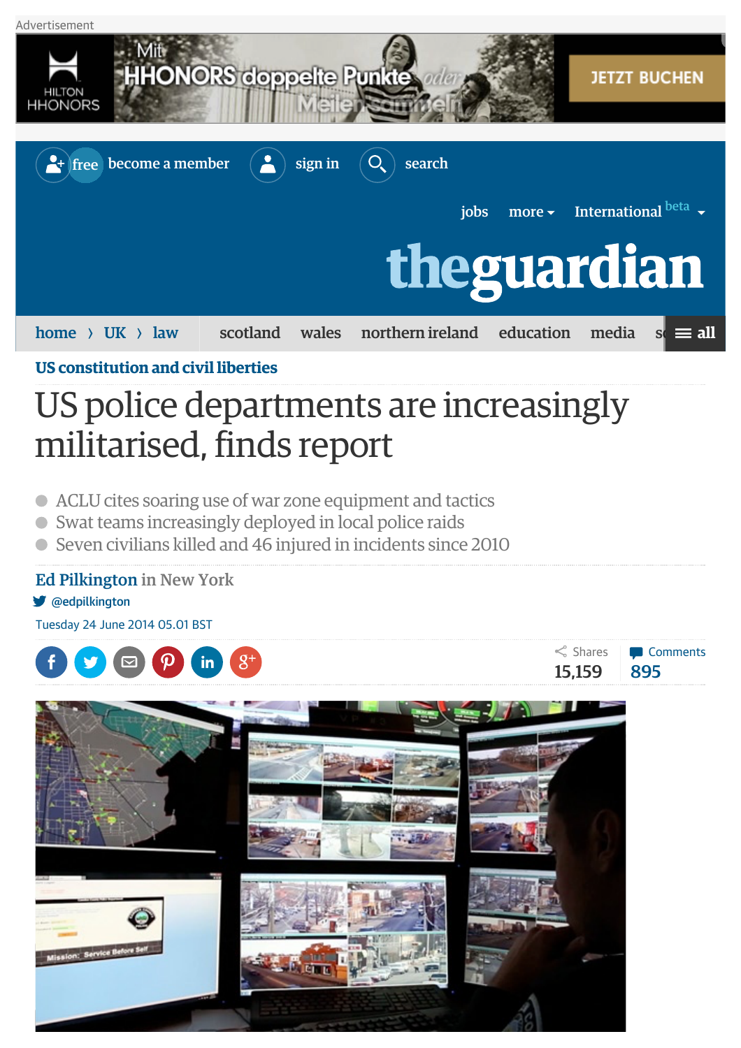US constitution and civil liberties

# US police departments are increasingly militarised, finds report

- ACLU cites soaring use of war zone equipment and tactics
- Swat teams increasingly deployed in local police raids
- Seven civilians killed and 46 injured in incidents since 2010

**Ed Pilkington** in New York

@edpilkington

Tuesday 24 June 2014 05.01 BST

Shares 15,159 | Comments 895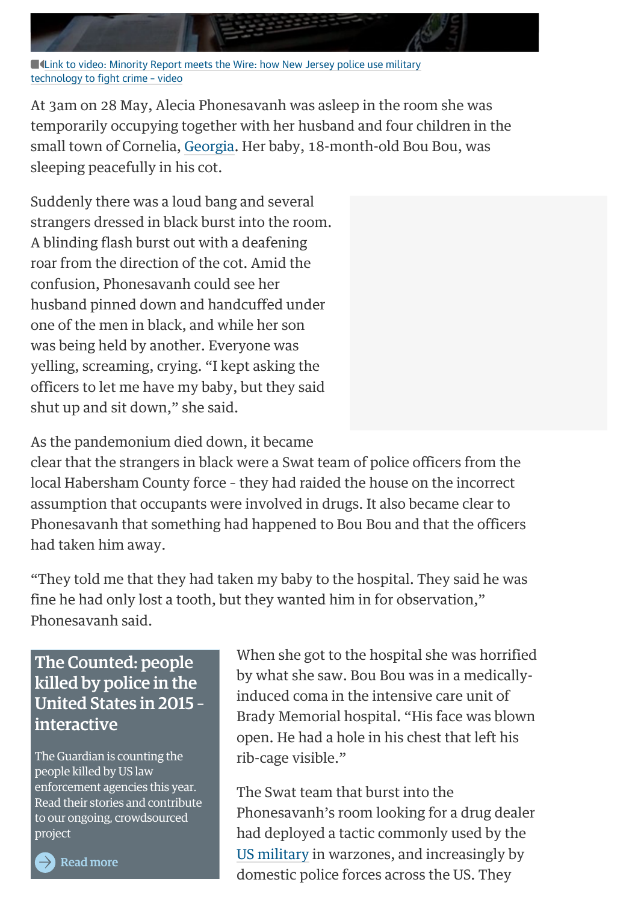Link to video: Minority Report meets the Wire: how New Jersey police use military technology to fight crime – video

At 3am on 28 May, Alecia Phonesavanh was asleep in the room she was temporarily occupying together with her husband and four children in the small town of Cornelia, Georgia. Her baby, 18-month-old Bou Bou, was sleeping peacefully in his cot.

Suddenly there was a loud bang and several strangers dressed in black burst into the room. A blinding flash burst out with a deafening roar from the direction of the cot. Amid the confusion, Phonesavanh could see her husband pinned down and handcuffed under one of the men in black, and while her son was being held by another. Everyone was yelling, screaming, crying. "I kept asking the officers to let me have my baby, but they said shut up and sit down," she said.

As the pandemonium died down, it became clear that the strangers in black were a Swat team of police officers from the local Habersham County force - they had raided the house on the incorrect assumption that occupants were involved in drugs. It also became clear to Phonesavanh that something had happened to Bou Bou and that the officers had taken him away.

"They told me that they had taken my baby to the hospital. They said he was fine he had only lost a tooth, but they wanted him in for observation," Phonesavanh said.

When she got to the hospital she was horrified by what she saw. Bou Bou was in a medically-induced coma in the intensive care unit of Brady Memorial hospital. "His face was blown open. He had a hole in his chest that left his rib-cage visible."

The Swat team that burst into the Phonesavanh's room looking for a drug dealer had deployed a tactic commonly used by the US military in warzones, and increasingly by domestic police forces across the US. They

**The Counted: people killed by police in the United States in 2015 - interactive**

The Guardian is counting the people killed by US law enforcement agencies this year. Read their stories and contribute to our ongoing, crowdsourced project

Read more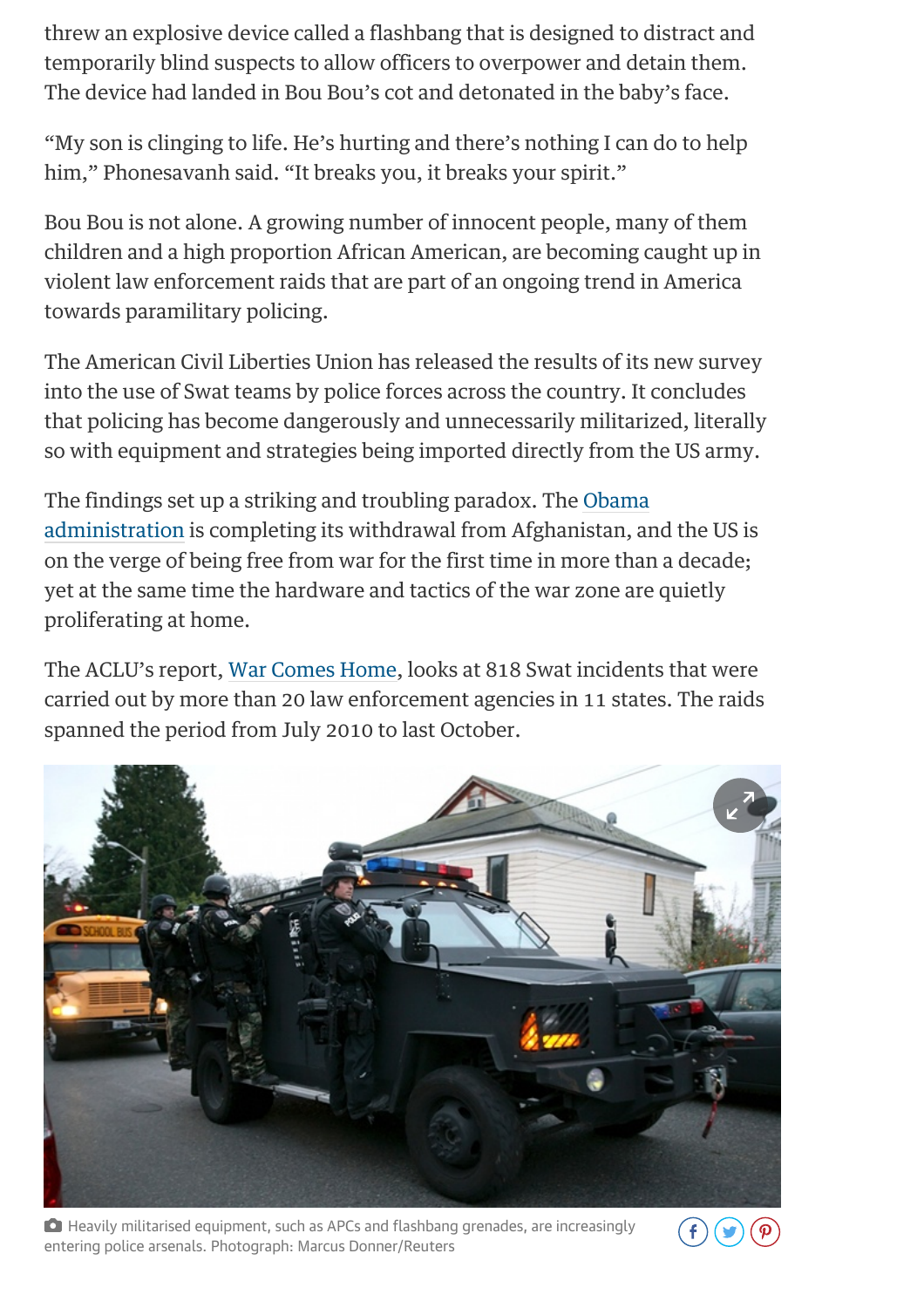threw an explosive device called a flashbang that is designed to distract and temporarily blind suspects to allow officers to overpower and detain them. The device had landed in Bou Bou's cot and detonated in the baby's face.

"My son is clinging to life. He's hurting and there's nothing I can do to help him," Phonesavanh said. "It breaks you, it breaks your spirit."

Bou Bou is not alone. A growing number of innocent people, many of them children and a high proportion African American, are becoming caught up in violent law enforcement raids that are part of an ongoing trend in America towards paramilitary policing.

The American Civil Liberties Union has released the results of its new survey into the use of Swat teams by police forces across the country. It concludes that policing has become dangerously and unnecessarily militarized, literally so with equipment and strategies being imported directly from the US army.

The findings set up a striking and troubling paradox. The Obama administration is completing its withdrawal from Afghanistan, and the US is on the verge of being free from war for the first time in more than a decade; yet at the same time the hardware and tactics of the war zone are quietly proliferating at home.

The ACLU's report, War Comes Home, looks at 818 Swat incidents that were carried out by more than 20 law enforcement agencies in 11 states. The raids spanned the period from July 2010 to last October.

Heavily militarised equipment, such as APCs and flashbang grenades, are increasingly entering police arsenals. Photograph: Marcus Donner/Reuters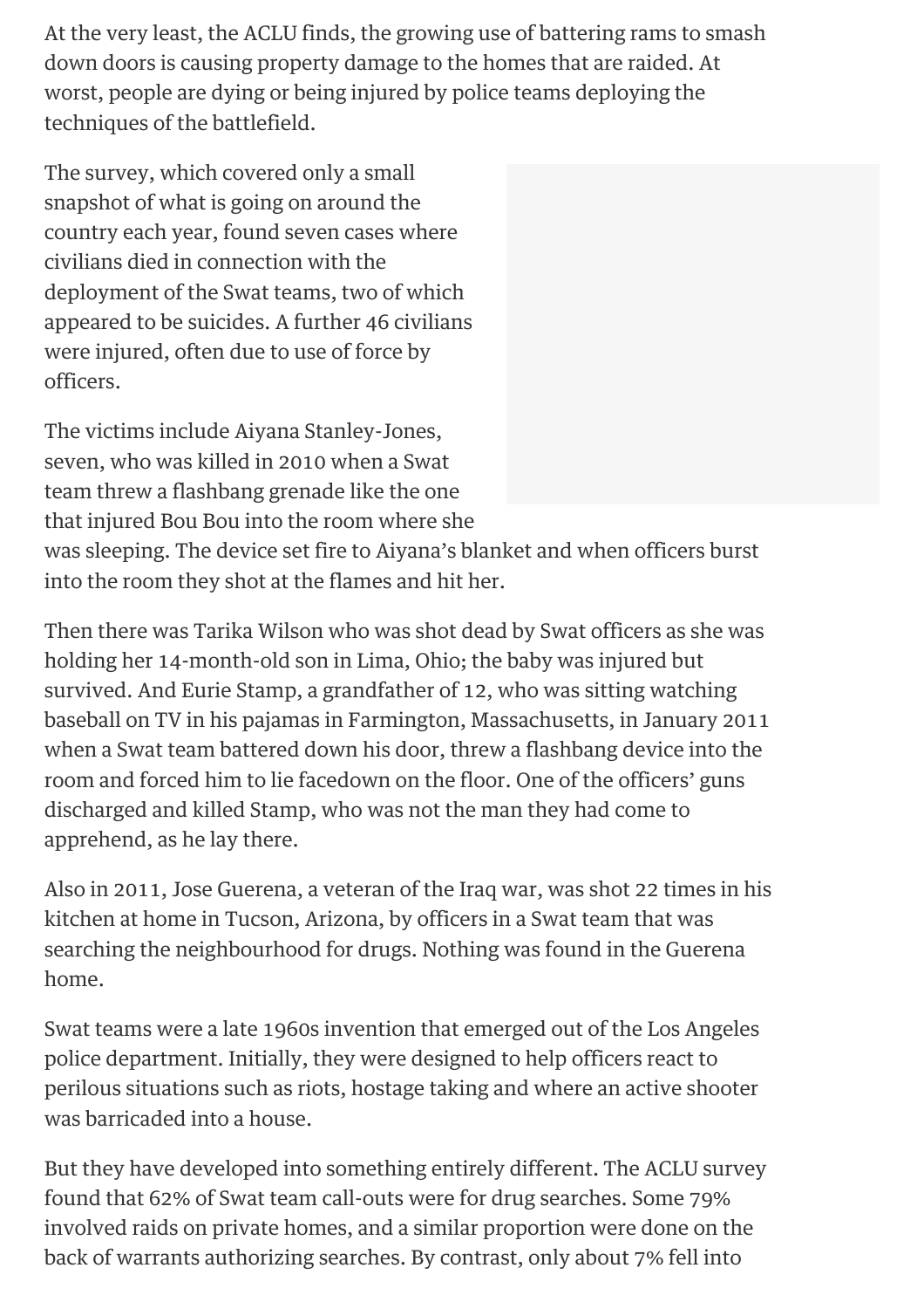At the very least, the ACLU finds, the growing use of battering rams to smash down doors is causing property damage to the homes that are raided. At worst, people are dying or being injured by police teams deploying the techniques of the battlefield.

The survey, which covered only a small snapshot of what is going on around the country each year, found seven cases where civilians died in connection with the deployment of the Swat teams, two of which appeared to be suicides. A further 46 civilians were injured, often due to use of force by officers.

The victims include Aiyana Stanley-Jones, seven, who was killed in 2010 when a Swat team threw a flashbang grenade like the one that injured Bou Bou into the room where she was sleeping. The device set fire to Aiyana's blanket and when officers burst into the room they shot at the flames and hit her.

Then there was Tarika Wilson who was shot dead by Swat officers as she was holding her 14-month-old son in Lima, Ohio; the baby was injured but survived. And Eurie Stamp, a grandfather of 12, who was sitting watching baseball on TV in his pajamas in Farmington, Massachusetts, in January 2011 when a Swat team battered down his door, threw a flashbang device into the room and forced him to lie facedown on the floor. One of the officers' guns discharged and killed Stamp, who was not the man they had come to apprehend, as he lay there.

Also in 2011, Jose Guerena, a veteran of the Iraq war, was shot 22 times in his kitchen at home in Tucson, Arizona, by officers in a Swat team that was searching the neighbourhood for drugs. Nothing was found in the Guerena home.

Swat teams were a late 1960s invention that emerged out of the Los Angeles police department. Initially, they were designed to help officers react to perilous situations such as riots, hostage taking and where an active shooter was barricaded into a house.

But they have developed into something entirely different. The ACLU survey found that 62% of Swat team call-outs were for drug searches. Some 79% involved raids on private homes, and a similar proportion were done on the back of warrants authorizing searches. By contrast, only about 7% fell into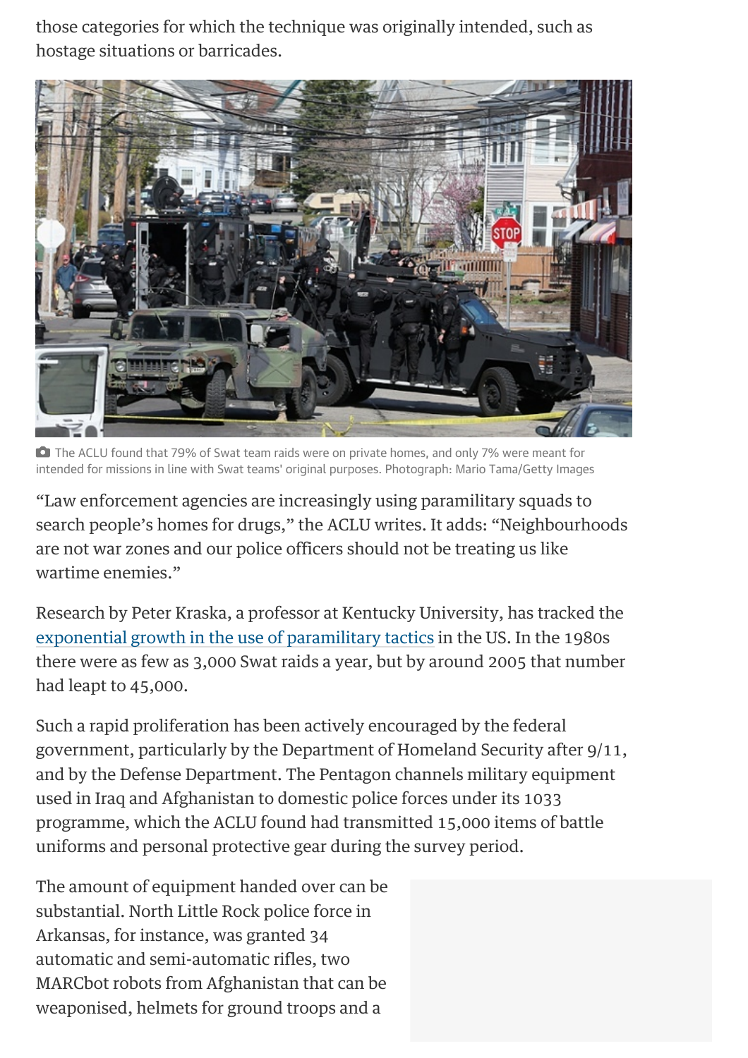those categories for which the technique was originally intended, such as hostage situations or barricades.

The ACLU found that 79% of Swat team raids were on private homes, and only 7% were meant for intended for missions in line with Swat teams' original purposes. Photograph: Mario Tama/Getty Images

“Law enforcement agencies are increasingly using paramilitary squads to search people’s homes for drugs,” the ACLU writes. It adds: “Neighbourhoods are not war zones and our police officers should not be treating us like wartime enemies.”

Research by Peter Kraska, a professor at Kentucky University, has tracked the exponential growth in the use of paramilitary tactics in the US. In the 1980s there were as few as 3,000 Swat raids a year, but by around 2005 that number had leapt to 45,000.

Such a rapid proliferation has been actively encouraged by the federal government, particularly by the Department of Homeland Security after 9/11, and by the Defense Department. The Pentagon channels military equipment used in Iraq and Afghanistan to domestic police forces under its 1033 programme, which the ACLU found had transmitted 15,000 items of battle uniforms and personal protective gear during the survey period.

The amount of equipment handed over can be substantial. North Little Rock police force in Arkansas, for instance, was granted 34 automatic and semi-automatic rifles, two MARCbot robots from Afghanistan that can be weaponised, helmets for ground troops and a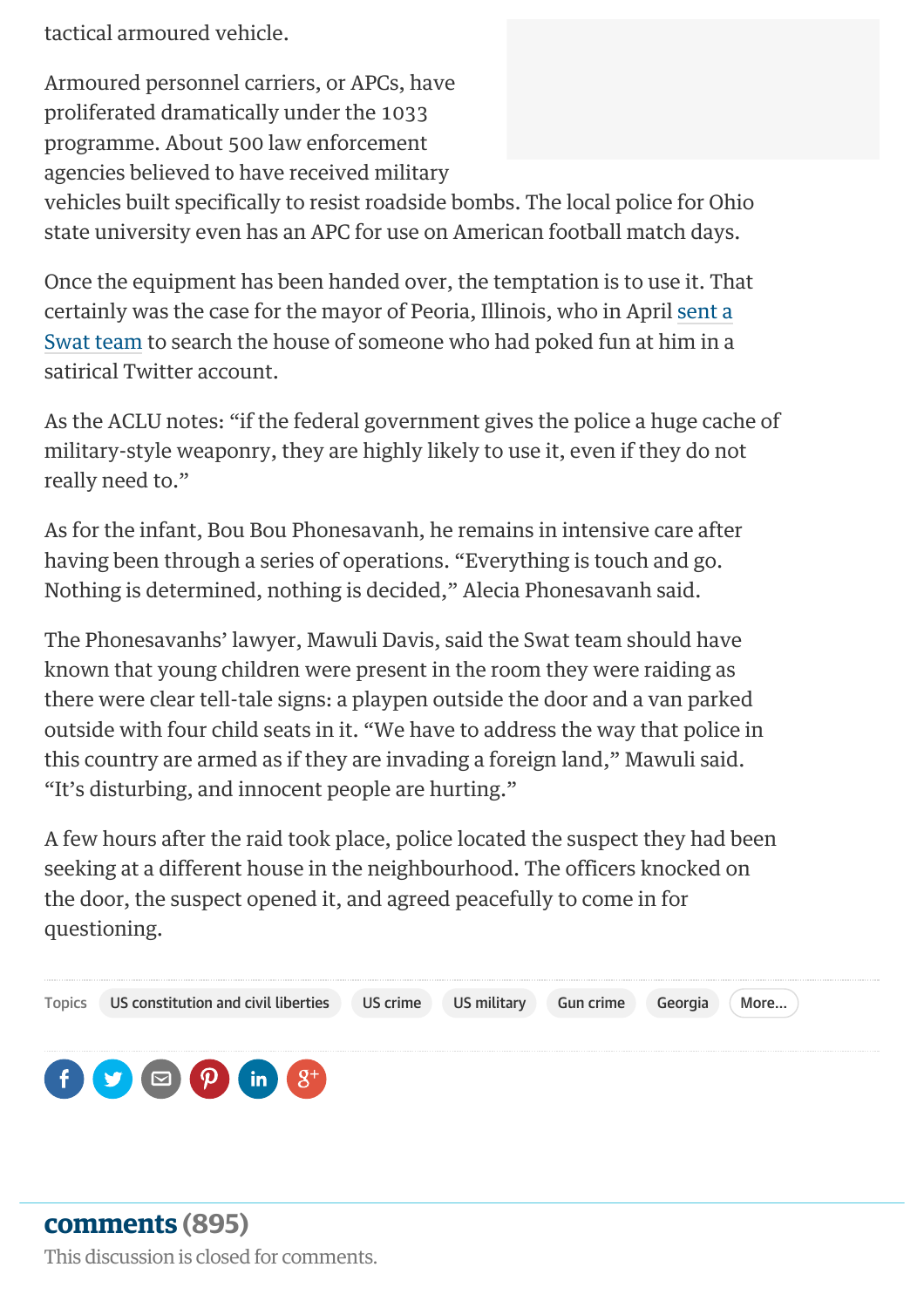tactical armoured vehicle.

Armoured personnel carriers, or APCs, have proliferated dramatically under the 1033 programme. About 500 law enforcement agencies believed to have received military vehicles built specifically to resist roadside bombs. The local police for Ohio state university even has an APC for use on American football match days.

Once the equipment has been handed over, the temptation is to use it. That certainly was the case for the mayor of Peoria, Illinois, who in April sent a Swat team to search the house of someone who had poked fun at him in a satirical Twitter account.

As the ACLU notes: "if the federal government gives the police a huge cache of military-style weaponry, they are highly likely to use it, even if they do not really need to."

As for the infant, Bou Bou Phonesavanh, he remains in intensive care after having been through a series of operations. "Everything is touch and go. Nothing is determined, nothing is decided," Alecia Phonesavanh said.

The Phonesavanhs' lawyer, Mawuli Davis, said the Swat team should have known that young children were present in the room they were raiding as there were clear tell-tale signs: a playpen outside the door and a van parked outside with four child seats in it. "We have to address the way that police in this country are armed as if they are invading a foreign land," Mawuli said. "It's disturbing, and innocent people are hurting."

A few hours after the raid took place, police located the suspect they had been seeking at a different house in the neighbourhood. The officers knocked on the door, the suspect opened it, and agreed peacefully to come in for questioning.

Topics: US constitution and civil liberties | US crime | US military | Gun crime | Georgia | More...

## comments (895)

This discussion is closed for comments.